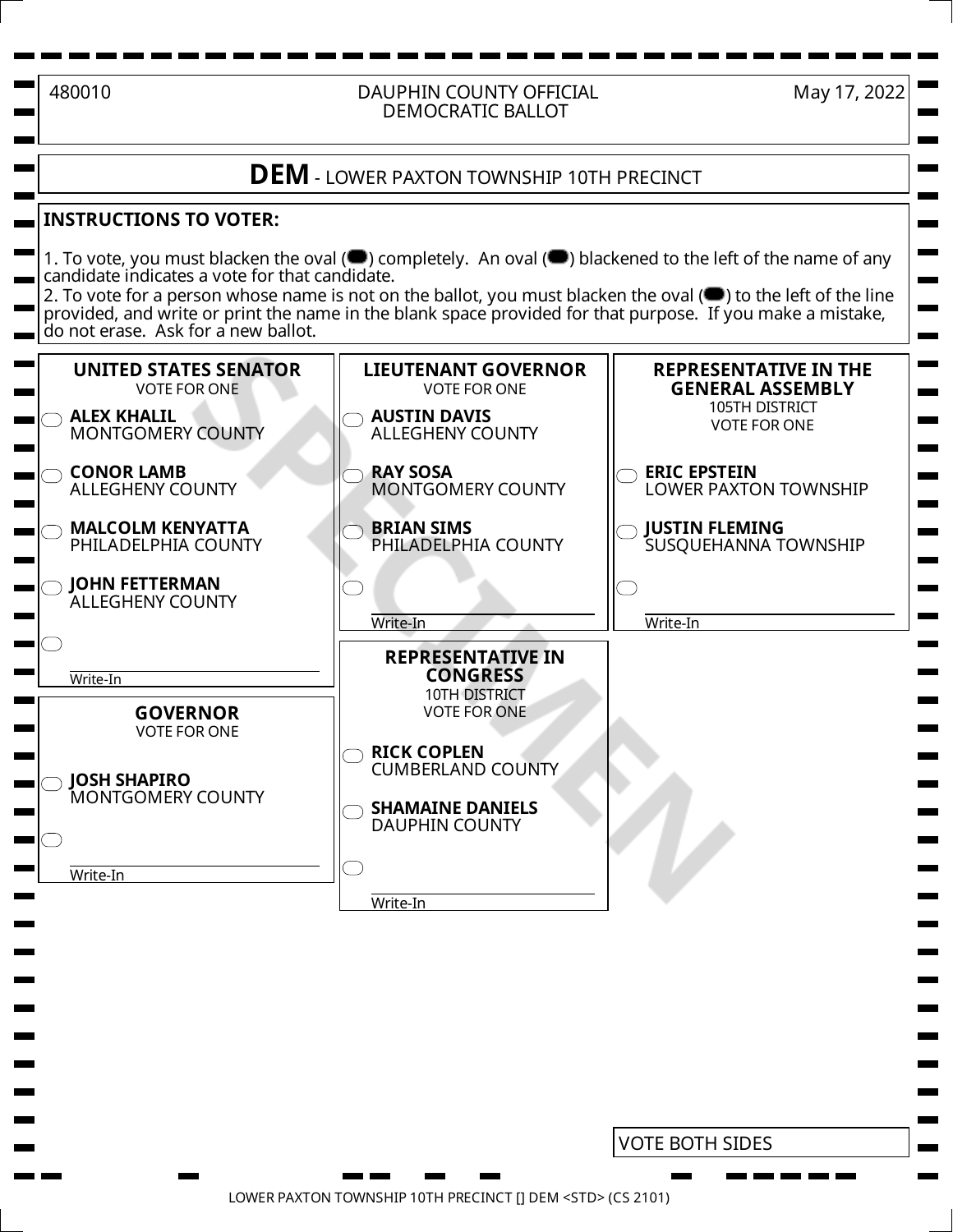480010

DAUPHIN COUNTY OFFICIAL
DEMOCRATIC BALLOT

May 17, 2022

# DEM - LOWER PAXTON TOWNSHIP 10TH PRECINCT

**INSTRUCTIONS TO VOTER:**

1. To vote, you must blacken the oval (⬬) completely. An oval (⬬) blackened to the left of the name of any candidate indicates a vote for that candidate.
2. To vote for a person whose name is not on the ballot, you must blacken the oval (⬬) to the left of the line provided, and write or print the name in the blank space provided for that purpose. If you make a mistake, do not erase. Ask for a new ballot.

## UNITED STATES SENATOR
VOTE FOR ONE

- ⬭ **ALEX KHALIL**
  MONTGOMERY COUNTY
- ⬭ **CONOR LAMB**
  ALLEGHENY COUNTY
- ⬭ **MALCOLM KENYATTA**
  PHILADELPHIA COUNTY
- ⬭ **JOHN FETTERMAN**
  ALLEGHENY COUNTY
- ⬭ ______________
  Write-In

## GOVERNOR
VOTE FOR ONE

- ⬭ **JOSH SHAPIRO**
  MONTGOMERY COUNTY
- ⬭ ______________
  Write-In

## LIEUTENANT GOVERNOR
VOTE FOR ONE

- ⬭ **AUSTIN DAVIS**
  ALLEGHENY COUNTY
- ⬭ **RAY SOSA**
  MONTGOMERY COUNTY
- ⬭ **BRIAN SIMS**
  PHILADELPHIA COUNTY
- ⬭ ______________
  Write-In

## REPRESENTATIVE IN CONGRESS
10TH DISTRICT
VOTE FOR ONE

- ⬭ **RICK COPLEN**
  CUMBERLAND COUNTY
- ⬭ **SHAMAINE DANIELS**
  DAUPHIN COUNTY
- ⬭ ______________
  Write-In

## REPRESENTATIVE IN THE GENERAL ASSEMBLY
105TH DISTRICT
VOTE FOR ONE

- ⬭ **ERIC EPSTEIN**
  LOWER PAXTON TOWNSHIP
- ⬭ **JUSTIN FLEMING**
  SUSQUEHANNA TOWNSHIP
- ⬭ ______________
  Write-In

VOTE BOTH SIDES

LOWER PAXTON TOWNSHIP 10TH PRECINCT [] DEM <STD> (CS 2101)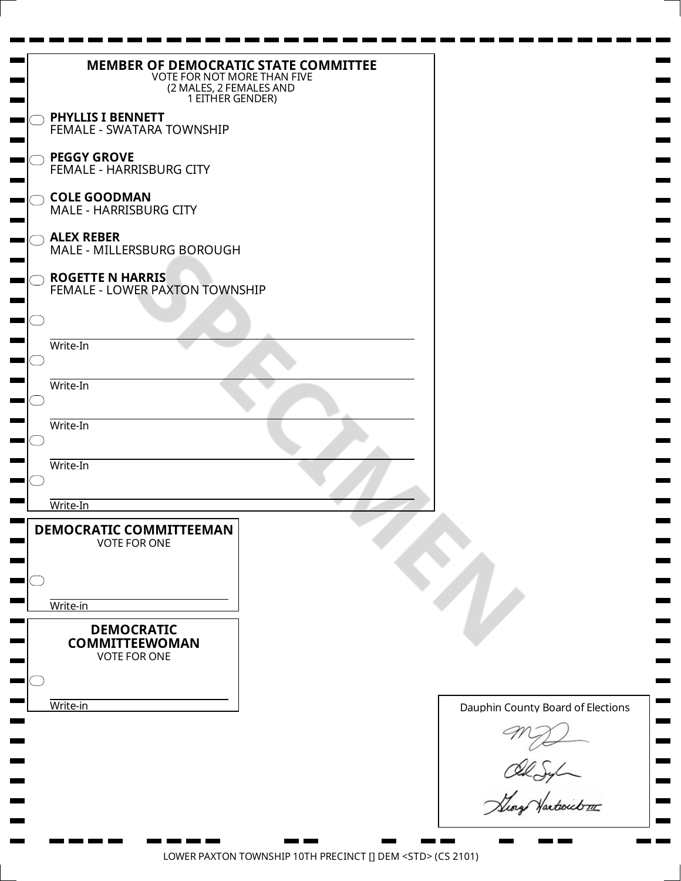## MEMBER OF DEMOCRATIC STATE COMMITTEE

VOTE FOR NOT MORE THAN FIVE
(2 MALES, 2 FEMALES AND
1 EITHER GENDER)

- **PHYLLIS I BENNETT**
  FEMALE - SWATARA TOWNSHIP
- **PEGGY GROVE**
  FEMALE - HARRISBURG CITY
- **COLE GOODMAN**
  MALE - HARRISBURG CITY
- **ALEX REBER**
  MALE - MILLERSBURG BOROUGH
- **ROGETTE N HARRIS**
  FEMALE - LOWER PAXTON TOWNSHIP
- Write-In
- Write-In
- Write-In
- Write-In
- Write-In

## DEMOCRATIC COMMITTEEMAN

VOTE FOR ONE

- Write-in

## DEMOCRATIC COMMITTEEWOMAN

VOTE FOR ONE

- Write-in

Dauphin County Board of Elections

SPECIMEN

LOWER PAXTON TOWNSHIP 10TH PRECINCT [] DEM <STD> (CS 2101)